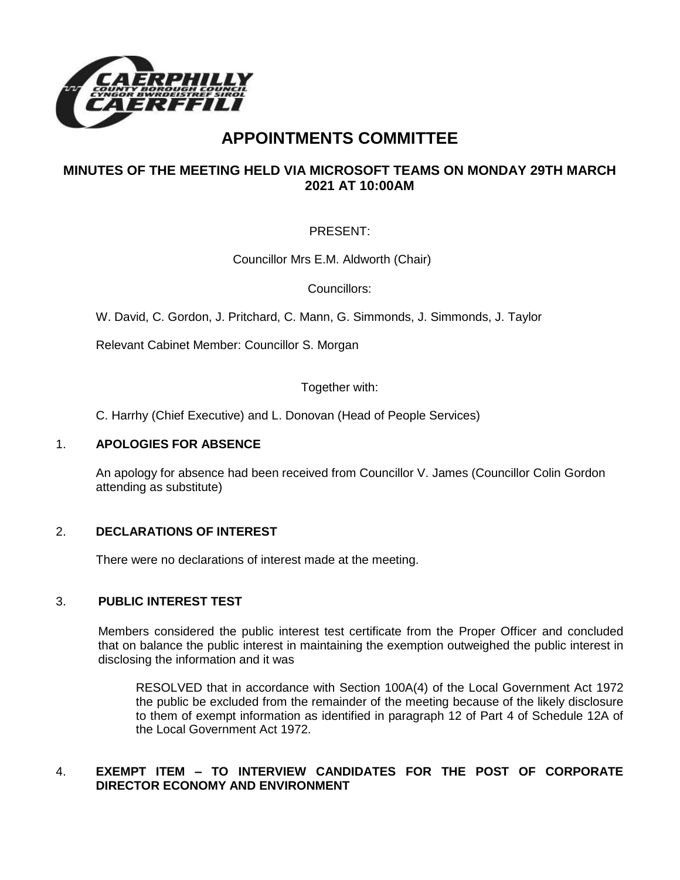# APPOINTMENTS COMMITTEE

## MINUTES OF THE MEETING HELD VIA MICROSOFT TEAMS ON MONDAY 29TH MARCH 2021 AT 10:00AM

PRESENT:

Councillor Mrs E.M. Aldworth (Chair)

Councillors:

W. David, C. Gordon, J. Pritchard, C. Mann, G. Simmonds, J. Simmonds, J. Taylor

Relevant Cabinet Member: Councillor S. Morgan

Together with:

C. Harrhy (Chief Executive) and L. Donovan (Head of People Services)

### 1. APOLOGIES FOR ABSENCE

An apology for absence had been received from Councillor V. James (Councillor Colin Gordon attending as substitute)

### 2. DECLARATIONS OF INTEREST

There were no declarations of interest made at the meeting.

### 3. PUBLIC INTEREST TEST

Members considered the public interest test certificate from the Proper Officer and concluded that on balance the public interest in maintaining the exemption outweighed the public interest in disclosing the information and it was

> RESOLVED that in accordance with Section 100A(4) of the Local Government Act 1972 the public be excluded from the remainder of the meeting because of the likely disclosure to them of exempt information as identified in paragraph 12 of Part 4 of Schedule 12A of the Local Government Act 1972.

### 4. EXEMPT ITEM – TO INTERVIEW CANDIDATES FOR THE POST OF CORPORATE DIRECTOR ECONOMY AND ENVIRONMENT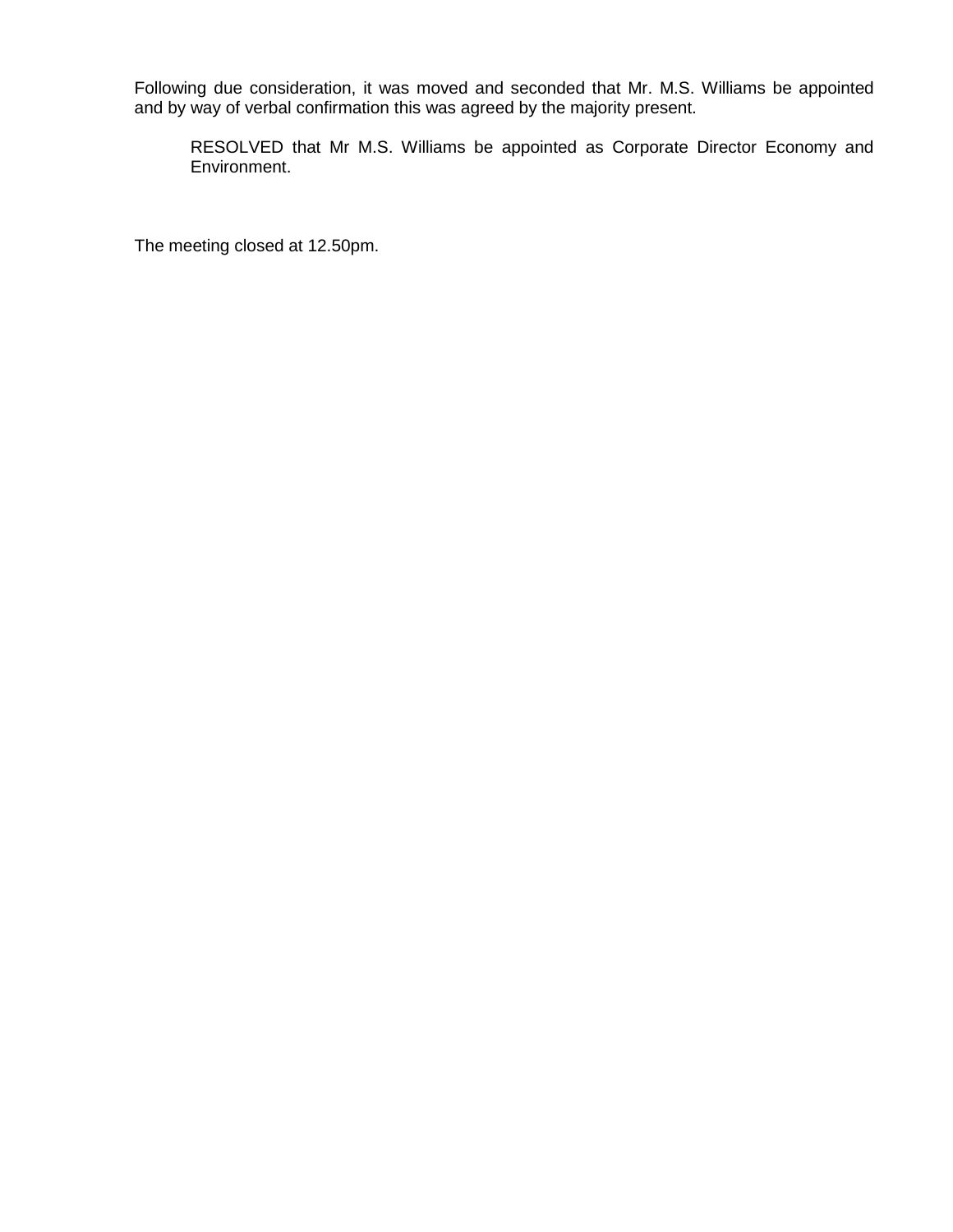Following due consideration, it was moved and seconded that Mr. M.S. Williams be appointed and by way of verbal confirmation this was agreed by the majority present.

> RESOLVED that Mr M.S. Williams be appointed as Corporate Director Economy and Environment.

The meeting closed at 12.50pm.